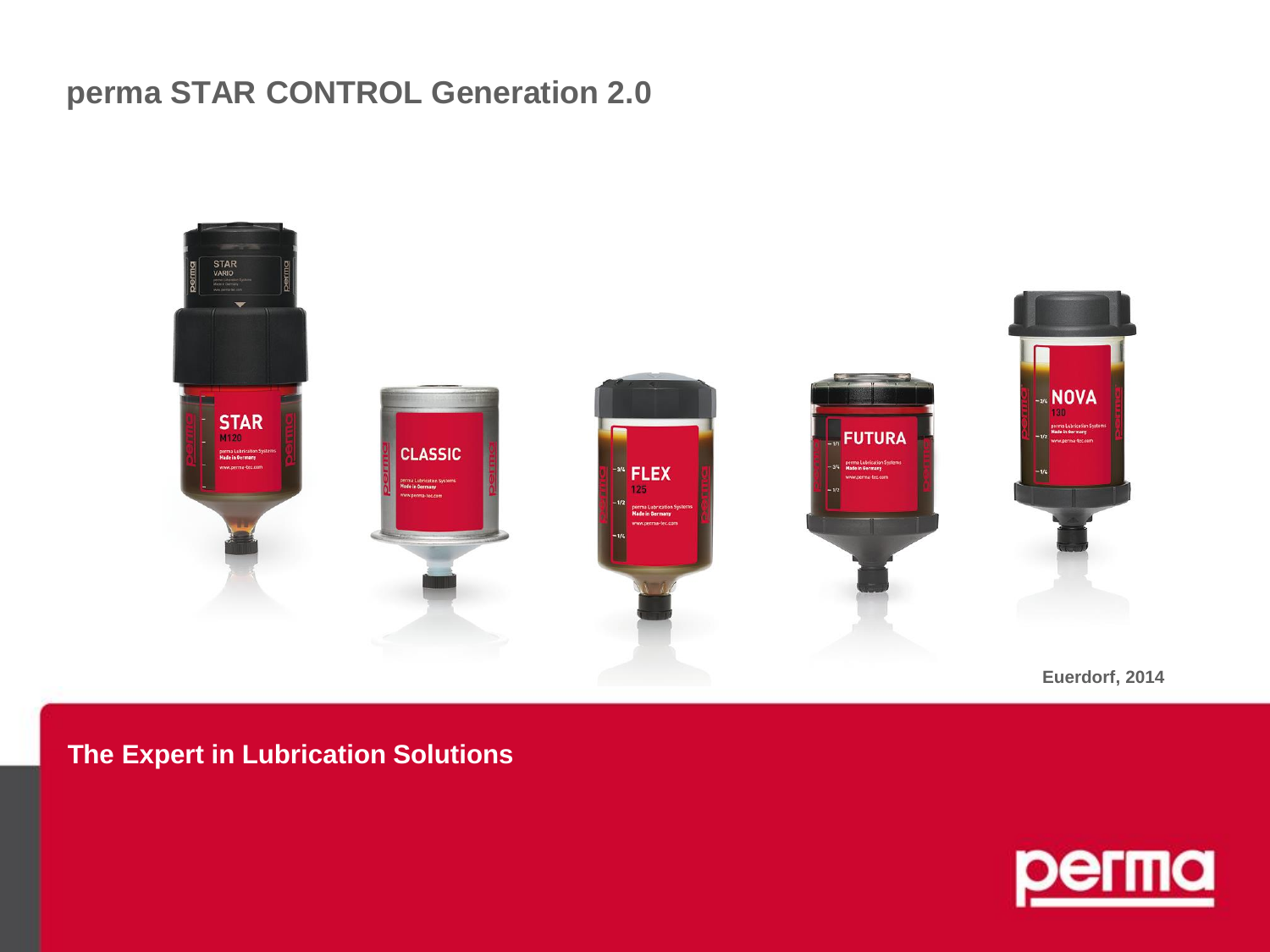# perma STAR CONTROL Generation 2.0

Euerdorf, 2014

**The Expert in Lubrication Solutions**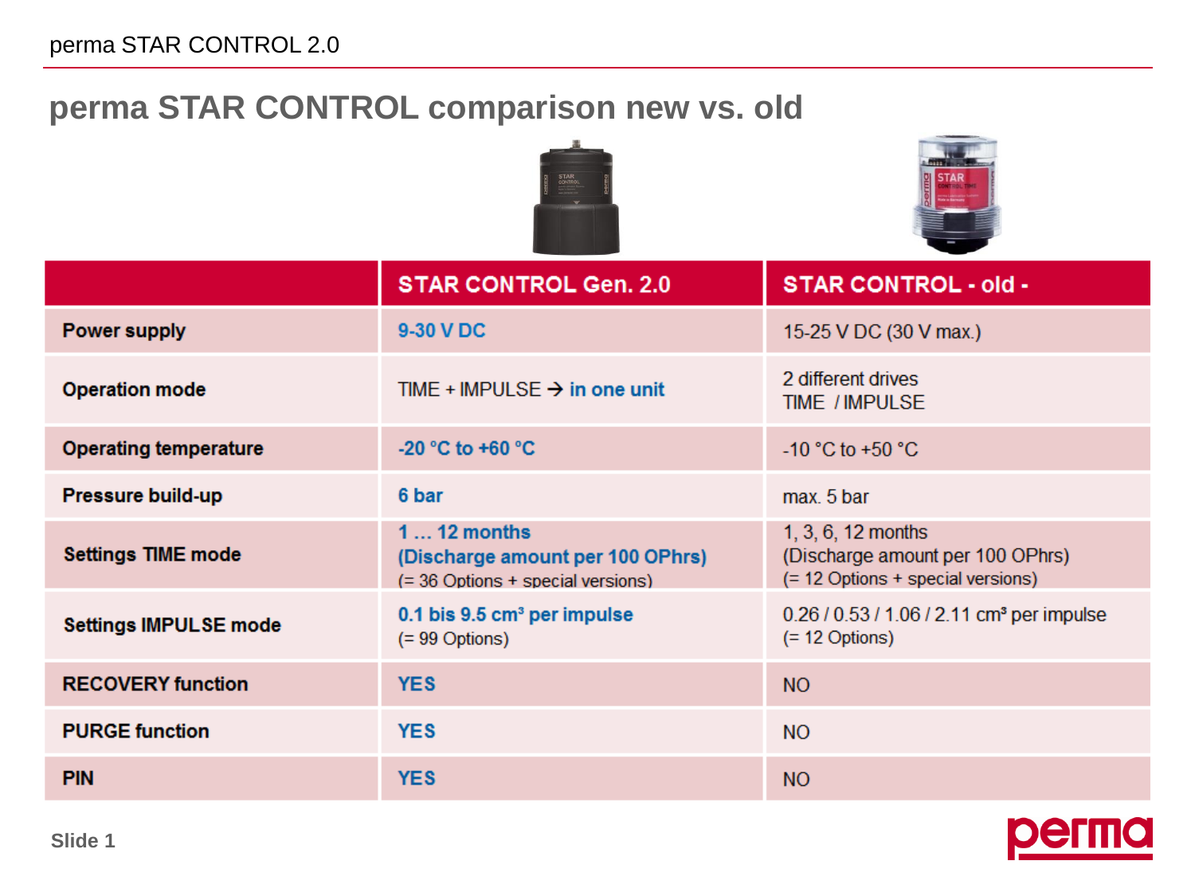# perma STAR CONTROL comparison new vs. old

| | STAR CONTROL Gen. 2.0 | STAR CONTROL - old - |
|---|---|---|
| **Power supply** | **9-30 V DC** | 15-25 V DC (30 V max.) |
| **Operation mode** | TIME + IMPULSE → **in one unit** | 2 different drives TIME / IMPULSE |
| **Operating temperature** | **-20 °C to +60 °C** | -10 °C to +50 °C |
| **Pressure build-up** | **6 bar** | max. 5 bar |
| **Settings TIME mode** | **1 … 12 months (Discharge amount per 100 OPhrs)** (= 36 Options + special versions) | 1, 3, 6, 12 months (Discharge amount per 100 OPhrs) (= 12 Options + special versions) |
| **Settings IMPULSE mode** | **0.1 bis 9.5 cm³ per impulse** (= 99 Options) | 0.26 / 0.53 / 1.06 / 2.11 cm³ per impulse (= 12 Options) |
| **RECOVERY function** | **YES** | NO |
| **PURGE function** | **YES** | NO |
| **PIN** | **YES** | NO |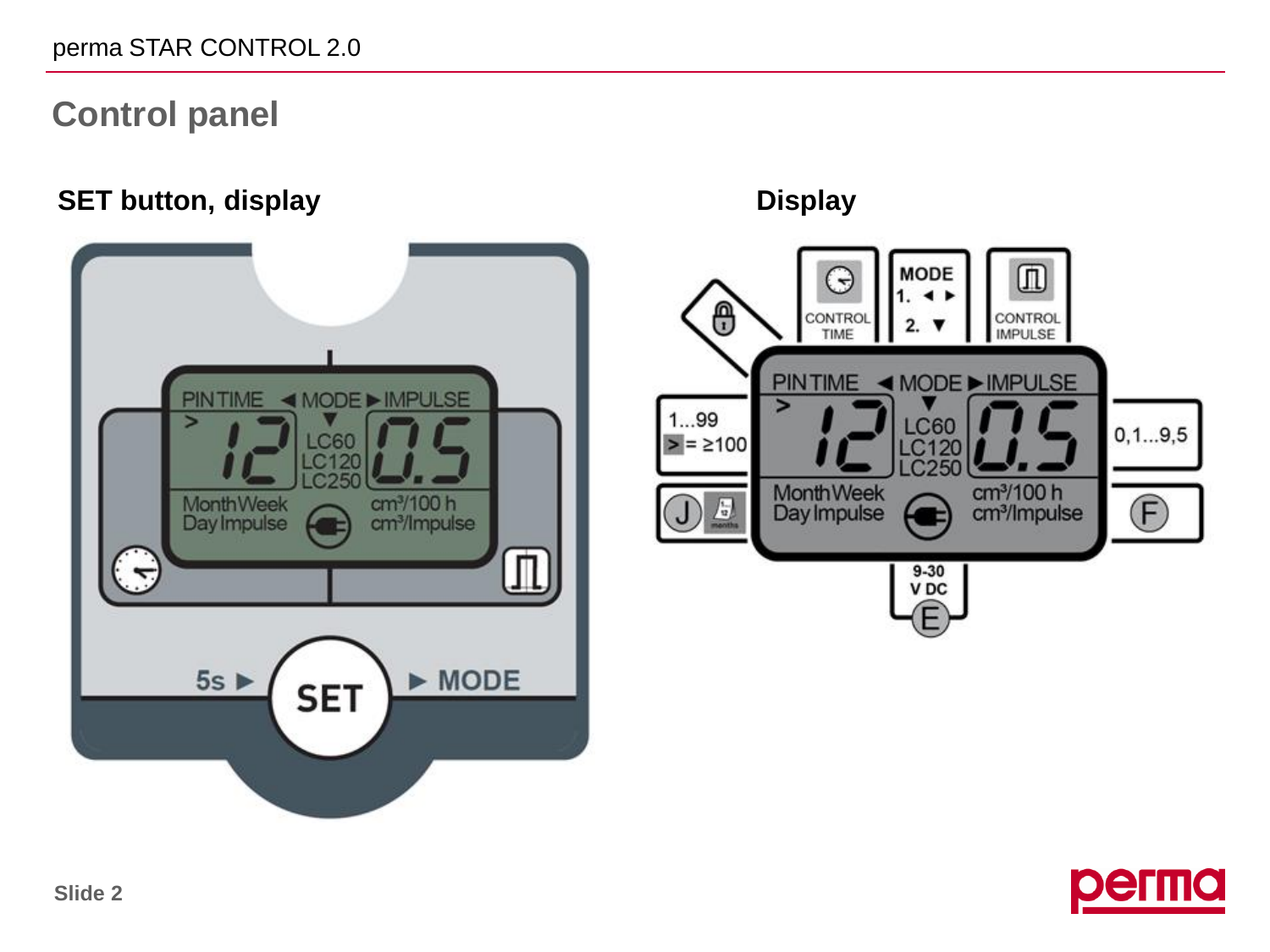## Control panel

### SET button, display

PIN TIME ◄ MODE ► IMPULSE

&gt; 12 ▼ LC60 LC120 LC250 0.5

Month Week Day Impulse cm³/100 h cm³/Impulse

5s ► SET ► MODE

### Display

CONTROL TIME

MODE 1. ◄ ► 2. ▼

CONTROL IMPULSE

1...99

&gt; = ≥100

J

PIN TIME ◄ MODE ► IMPULSE

&gt; 12 ▼ LC60 LC120 LC250 0.5

Month Week Day Impulse cm³/100 h cm³/Impulse

0,1...9,5

F

9-30 V DC

E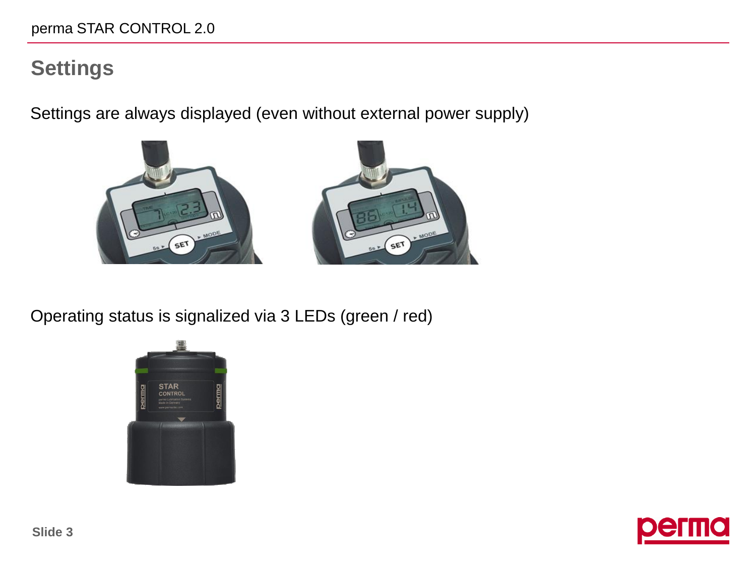# Settings

Settings are always displayed (even without external power supply)

Operating status is signalized via 3 LEDs (green / red)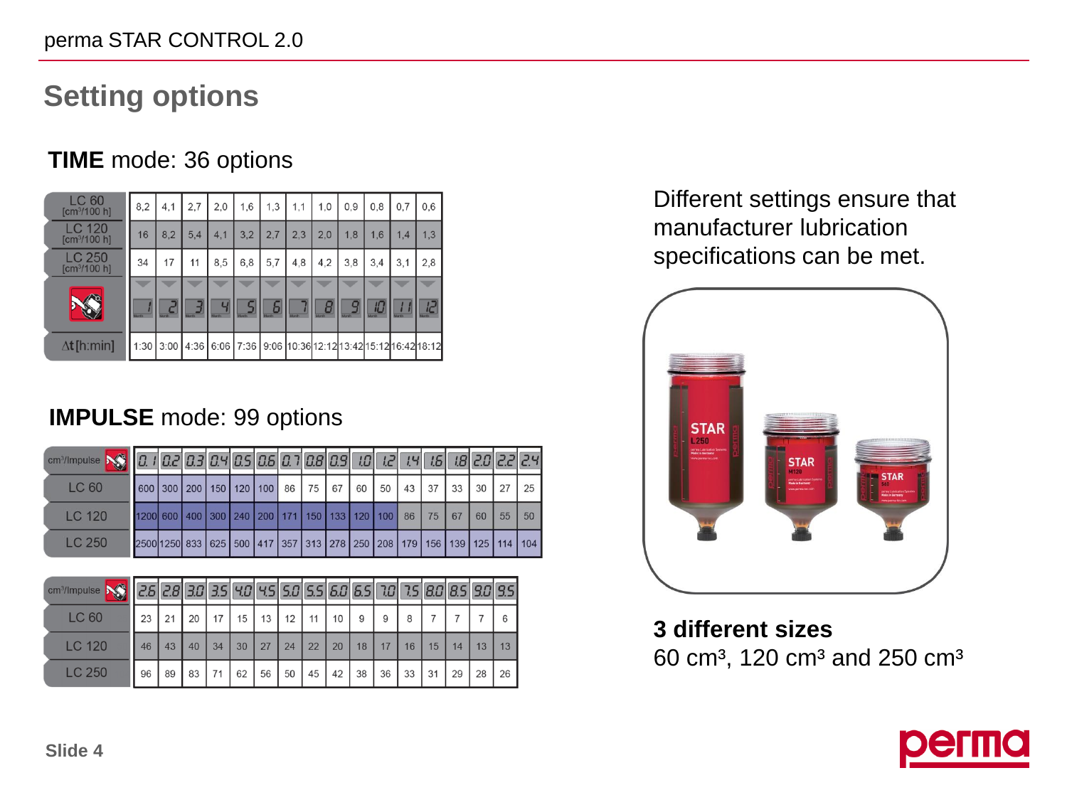## Setting options

### TIME mode: 36 options

| | | | | | | | | | | | | |
|---|---|---|---|---|---|---|---|---|---|---|---|---|
| LC 60 [cm³/100 h] | 8,2 | 4,1 | 2,7 | 2,0 | 1,6 | 1,3 | 1,1 | 1,0 | 0,9 | 0,8 | 0,7 | 0,6 |
| LC 120 [cm³/100 h] | 16 | 8,2 | 5,4 | 4,1 | 3,2 | 2,7 | 2,3 | 2,0 | 1,8 | 1,6 | 1,4 | 1,3 |
| LC 250 [cm³/100 h] | 34 | 17 | 11 | 8,5 | 6,8 | 5,7 | 4,8 | 4,2 | 3,8 | 3,4 | 3,1 | 2,8 |
| Month | 1 | 2 | 3 | 4 | 5 | 6 | 7 | 8 | 9 | 10 | 11 | 12 |
| Δt [h:min] | 1:30 | 3:00 | 4:36 | 6:06 | 7:36 | 9:06 | 10:36 | 12:12 | 13:42 | 15:12 | 16:42 | 18:12 |

### IMPULSE mode: 99 options

| cm³/Impulse | 0.1 | 0.2 | 0.3 | 0.4 | 0.5 | 0.6 | 0.7 | 0.8 | 0.9 | 1.0 | 1.2 | 1.4 | 1.6 | 1.8 | 2.0 | 2.2 | 2.4 |
|---|---|---|---|---|---|---|---|---|---|---|---|---|---|---|---|---|---|
| LC 60 | 600 | 300 | 200 | 150 | 120 | 100 | 86 | 75 | 67 | 60 | 50 | 43 | 37 | 33 | 30 | 27 | 25 |
| LC 120 | 1200 | 600 | 400 | 300 | 240 | 200 | 171 | 150 | 133 | 120 | 100 | 86 | 75 | 67 | 60 | 55 | 50 |
| LC 250 | 2500 | 1250 | 833 | 625 | 500 | 417 | 357 | 313 | 278 | 250 | 208 | 179 | 156 | 139 | 125 | 114 | 104 |

| cm³/Impulse | 2.6 | 2.8 | 3.0 | 3.5 | 4.0 | 4.5 | 5.0 | 5.5 | 6.0 | 6.5 | 7.0 | 7.5 | 8.0 | 8.5 | 9.0 | 9.5 |
|---|---|---|---|---|---|---|---|---|---|---|---|---|---|---|---|---|
| LC 60 | 23 | 21 | 20 | 17 | 15 | 13 | 12 | 11 | 10 | 9 | 9 | 8 | 7 | 7 | 7 | 6 |
| LC 120 | 46 | 43 | 40 | 34 | 30 | 27 | 24 | 22 | 20 | 18 | 17 | 16 | 15 | 14 | 13 | 13 |
| LC 250 | 96 | 89 | 83 | 71 | 62 | 56 | 50 | 45 | 42 | 38 | 36 | 33 | 31 | 29 | 28 | 26 |

Different settings ensure that manufacturer lubrication specifications can be met.

**3 different sizes**
60 cm³, 120 cm³ and 250 cm³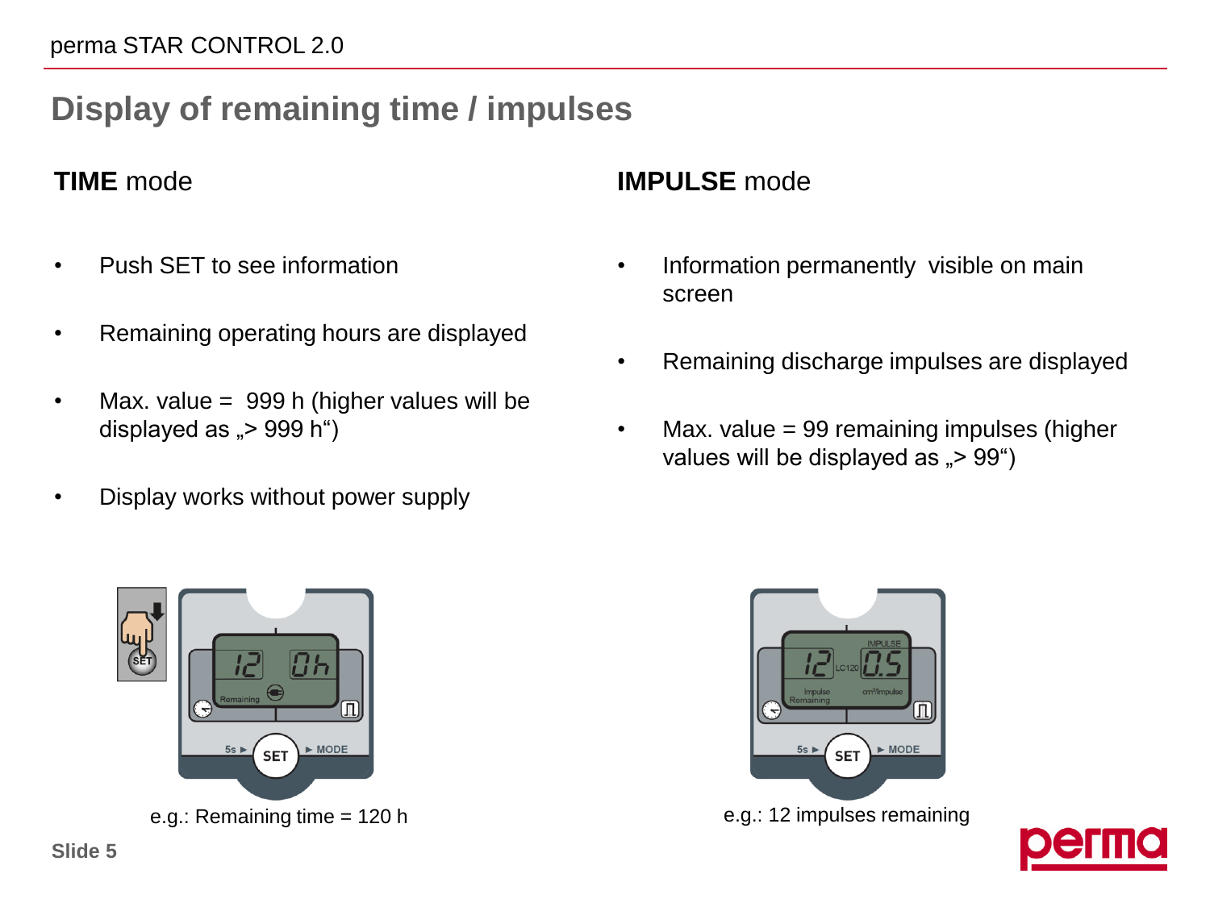# Display of remaining time / impulses

## **TIME** mode

- Push SET to see information
- Remaining operating hours are displayed
- Max. value = 999 h (higher values will be displayed as „> 999 h")
- Display works without power supply

e.g.: Remaining time = 120 h

## **IMPULSE** mode

- Information permanently visible on main screen
- Remaining discharge impulses are displayed
- Max. value = 99 remaining impulses (higher values will be displayed as „> 99")

e.g.: 12 impulses remaining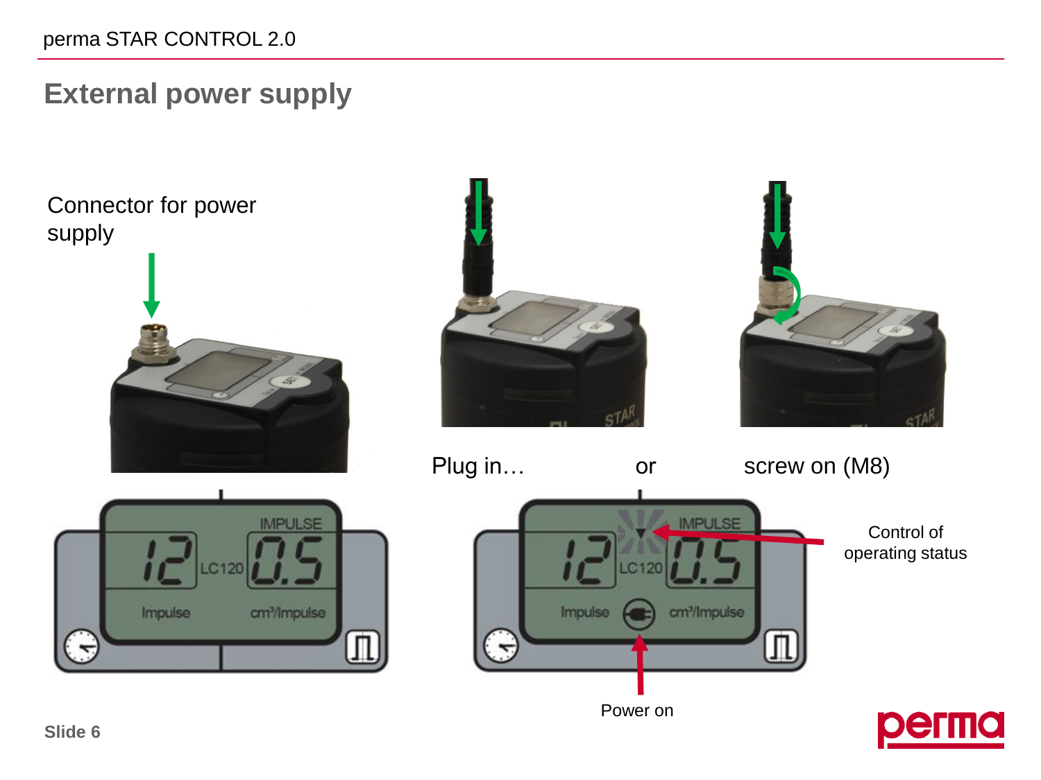## External power supply

Connector for power supply

Plug in… or screw on (M8)

Control of operating status

Power on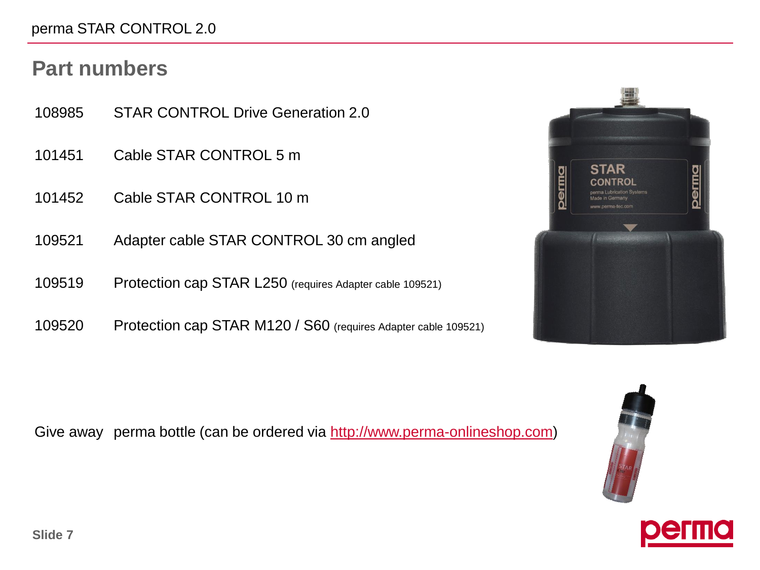## Part numbers

| | |
|---|---|
| 108985 | STAR CONTROL Drive Generation 2.0 |
| 101451 | Cable STAR CONTROL 5 m |
| 101452 | Cable STAR CONTROL 10 m |
| 109521 | Adapter cable STAR CONTROL 30 cm angled |
| 109519 | Protection cap STAR L250 (requires Adapter cable 109521) |
| 109520 | Protection cap STAR M120 / S60 (requires Adapter cable 109521) |

Give away perma bottle (can be ordered via [http://www.perma-onlineshop.com](http://www.perma-onlineshop.com))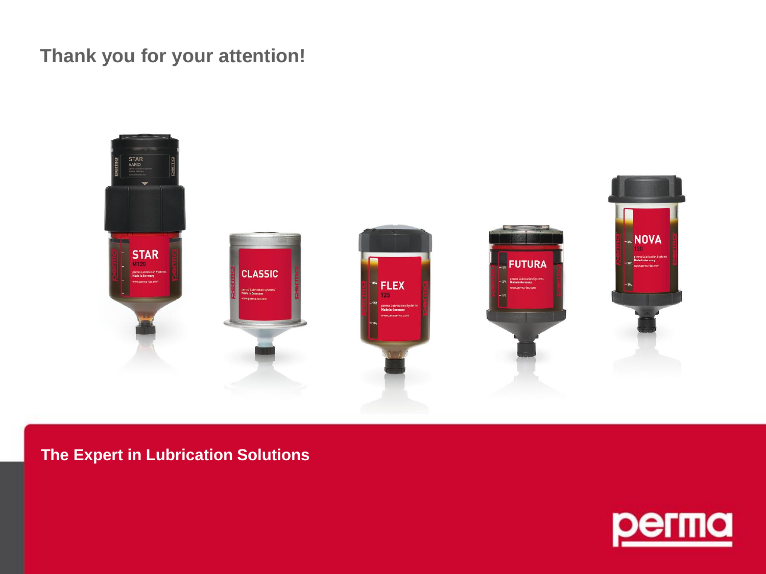## Thank you for your attention!

**The Expert in Lubrication Solutions**